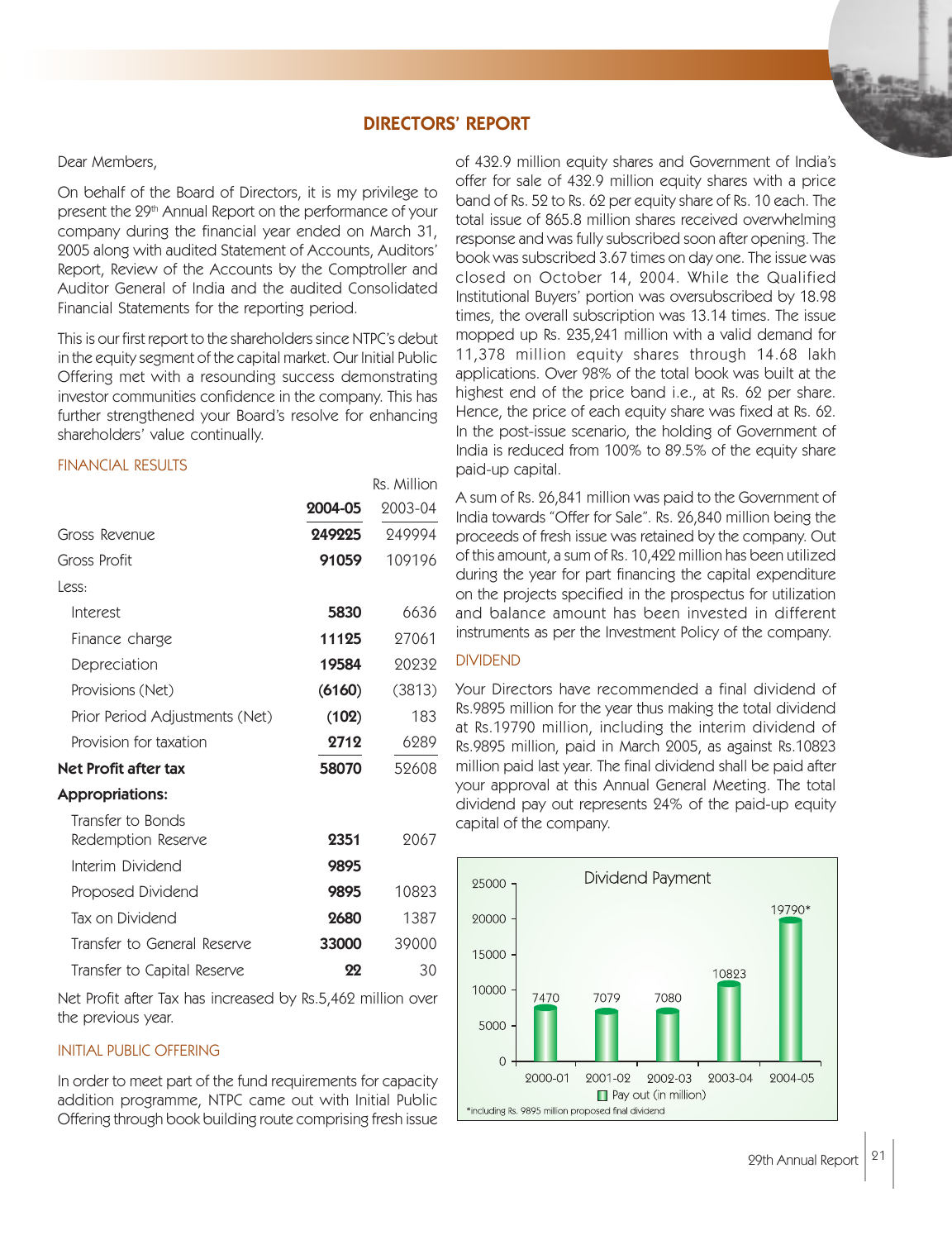# DIRECTORS' REPORT

Dear Members,

On behalf of the Board of Directors, it is my privilege to present the 29th Annual Report on the performance of your company during the financial year ended on March 31, 2005 along with audited Statement of Accounts, Auditors' Report, Review of the Accounts by the Comptroller and Auditor General of India and the audited Consolidated Financial Statements for the reporting period.

This is our first report to the shareholders since NTPC's debut in the equity segment of the capital market. Our Initial Public Offering met with a resounding success demonstrating investor communities confidence in the company. This has further strengthened your Board's resolve for enhancing shareholders' value continually.

## FINANCIAL RESULTS

Rs. Million

| | **2004-05** | 2003-04 |
|---|---|---|
| Gross Revenue | **249225** | 249994 |
| Gross Profit | **91059** | 109196 |
| Less: | | |
| Interest | **5830** | 6636 |
| Finance charge | **11125** | 27061 |
| Depreciation | **19584** | 20232 |
| Provisions (Net) | **(6160)** | (3813) |
| Prior Period Adjustments (Net) | **(102)** | 183 |
| Provision for taxation | **2712** | 6289 |
| **Net Profit after tax** | **58070** | 52608 |
| **Appropriations:** | | |
| Transfer to Bonds Redemption Reserve | **2351** | 2067 |
| Interim Dividend | **9895** | |
| Proposed Dividend | **9895** | 10823 |
| Tax on Dividend | **2680** | 1387 |
| Transfer to General Reserve | **33000** | 39000 |
| Transfer to Capital Reserve | **22** | 30 |

Net Profit after Tax has increased by Rs.5,462 million over the previous year.

## INITIAL PUBLIC OFFERING

In order to meet part of the fund requirements for capacity addition programme, NTPC came out with Initial Public Offering through book building route comprising fresh issue of 432.9 million equity shares and Government of India's offer for sale of 432.9 million equity shares with a price band of Rs. 52 to Rs. 62 per equity share of Rs. 10 each. The total issue of 865.8 million shares received overwhelming response and was fully subscribed soon after opening. The book was subscribed 3.67 times on day one. The issue was closed on October 14, 2004. While the Qualified Institutional Buyers' portion was oversubscribed by 18.98 times, the overall subscription was 13.14 times. The issue mopped up Rs. 235,241 million with a valid demand for 11,378 million equity shares through 14.68 lakh applications. Over 98% of the total book was built at the highest end of the price band i.e., at Rs. 62 per share. Hence, the price of each equity share was fixed at Rs. 62. In the post-issue scenario, the holding of Government of India is reduced from 100% to 89.5% of the equity share paid-up capital.

A sum of Rs. 26,841 million was paid to the Government of India towards "Offer for Sale". Rs. 26,840 million being the proceeds of fresh issue was retained by the company. Out of this amount, a sum of Rs. 10,422 million has been utilized during the year for part financing the capital expenditure on the projects specified in the prospectus for utilization and balance amount has been invested in different instruments as per the Investment Policy of the company.

## DIVIDEND

Your Directors have recommended a final dividend of Rs.9895 million for the year thus making the total dividend at Rs.19790 million, including the interim dividend of Rs.9895 million, paid in March 2005, as against Rs.10823 million paid last year. The final dividend shall be paid after your approval at this Annual General Meeting. The total dividend pay out represents 24% of the paid-up equity capital of the company.

**Dividend Payment**

| Year | Pay out (in million) |
|---|---|
| 2000-01 | 7470 |
| 2001-02 | 7079 |
| 2002-03 | 7080 |
| 2003-04 | 10823 |
| 2004-05 | 19790* |

*including Rs. 9895 million proposed final dividend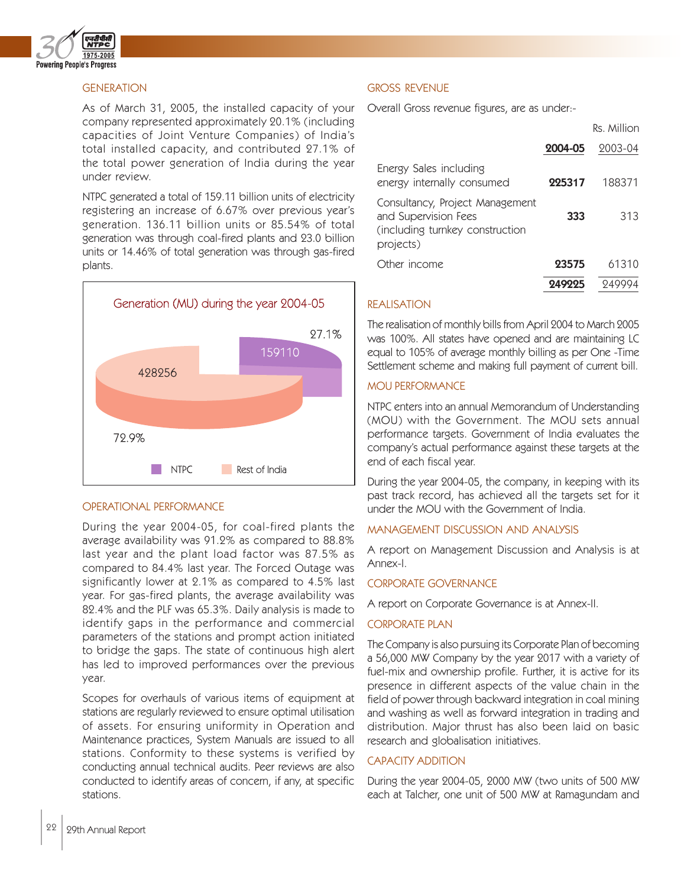## GENERATION

As of March 31, 2005, the installed capacity of your company represented approximately 20.1% (including capacities of Joint Venture Companies) of India's total installed capacity, and contributed 27.1% of the total power generation of India during the year under review.

NTPC generated a total of 159.11 billion units of electricity registering an increase of 6.67% over previous year's generation. 136.11 billion units or 85.54% of total generation was through coal-fired plants and 23.0 billion units or 14.46% of total generation was through gas-fired plants.

Generation (MU) during the year 2004-05

| | Generation (MU) | Share |
|---|---|---|
| NTPC | 159110 | 27.1% |
| Rest of India | 428256 | 72.9% |

## OPERATIONAL PERFORMANCE

During the year 2004-05, for coal-fired plants the average availability was 91.2% as compared to 88.8% last year and the plant load factor was 87.5% as compared to 84.4% last year. The Forced Outage was significantly lower at 2.1% as compared to 4.5% last year. For gas-fired plants, the average availability was 82.4% and the PLF was 65.3%. Daily analysis is made to identify gaps in the performance and commercial parameters of the stations and prompt action initiated to bridge the gaps. The state of continuous high alert has led to improved performances over the previous year.

Scopes for overhauls of various items of equipment at stations are regularly reviewed to ensure optimal utilisation of assets. For ensuring uniformity in Operation and Maintenance practices, System Manuals are issued to all stations. Conformity to these systems is verified by conducting annual technical audits. Peer reviews are also conducted to identify areas of concern, if any, at specific stations.

## GROSS REVENUE

Overall Gross revenue figures, are as under:-

Rs. Million

| | **2004-05** | 2003-04 |
|---|---|---|
| Energy Sales including energy internally consumed | **225317** | 188371 |
| Consultancy, Project Management and Supervision Fees (including turnkey construction projects) | **333** | 313 |
| Other income | **23575** | 61310 |
| | **249225** | 249994 |

## REALISATION

The realisation of monthly bills from April 2004 to March 2005 was 100%. All states have opened and are maintaining LC equal to 105% of average monthly billing as per One -Time Settlement scheme and making full payment of current bill.

## MOU PERFORMANCE

NTPC enters into an annual Memorandum of Understanding (MOU) with the Government. The MOU sets annual performance targets. Government of India evaluates the company's actual performance against these targets at the end of each fiscal year.

During the year 2004-05, the company, in keeping with its past track record, has achieved all the targets set for it under the MOU with the Government of India.

## MANAGEMENT DISCUSSION AND ANALYSIS

A report on Management Discussion and Analysis is at Annex-I.

## CORPORATE GOVERNANCE

A report on Corporate Governance is at Annex-II.

## CORPORATE PLAN

The Company is also pursuing its Corporate Plan of becoming a 56,000 MW Company by the year 2017 with a variety of fuel-mix and ownership profile. Further, it is active for its presence in different aspects of the value chain in the field of power through backward integration in coal mining and washing as well as forward integration in trading and distribution. Major thrust has also been laid on basic research and globalisation initiatives.

## CAPACITY ADDITION

During the year 2004-05, 2000 MW (two units of 500 MW each at Talcher, one unit of 500 MW at Ramagundam and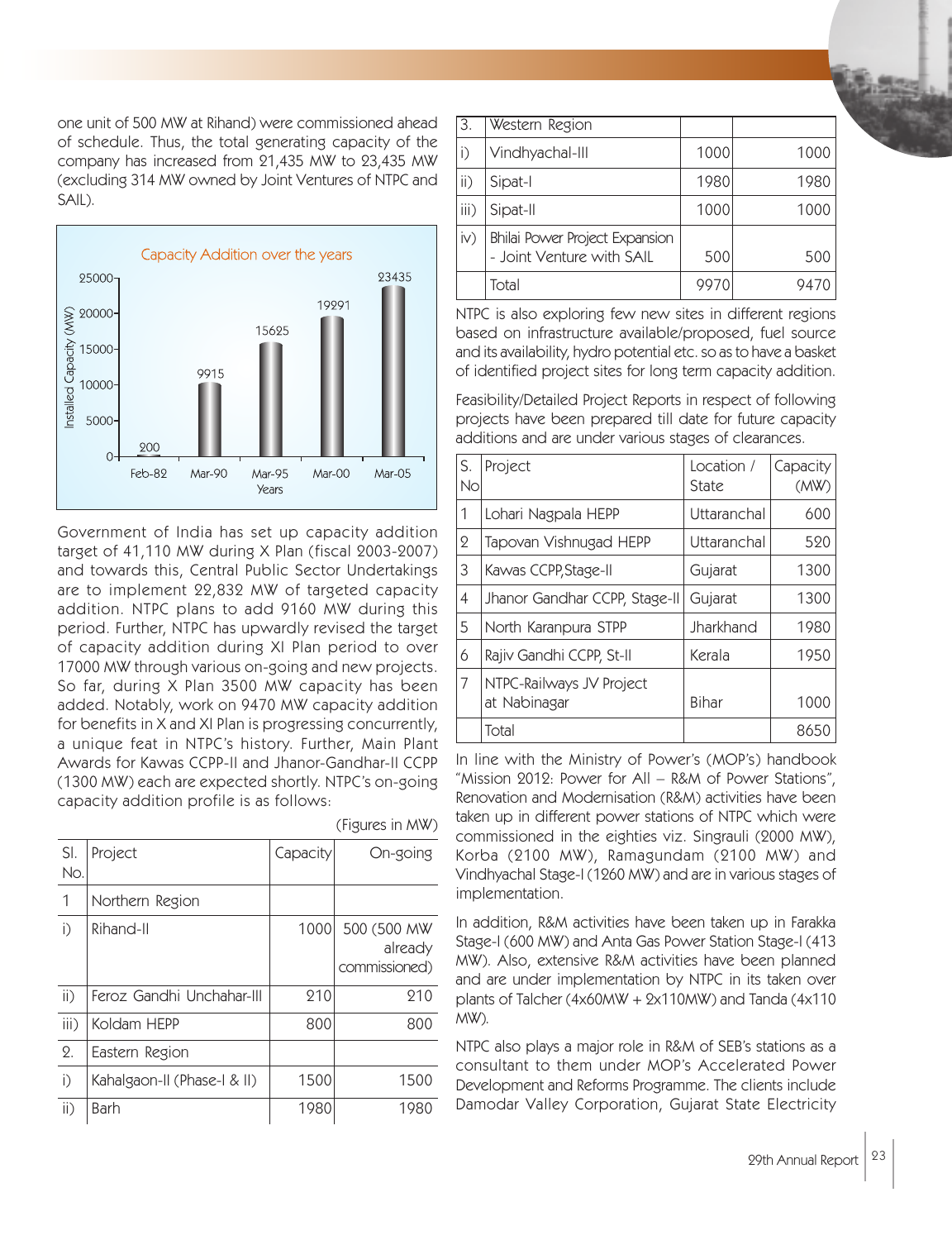one unit of 500 MW at Rihand) were commissioned ahead of schedule. Thus, the total generating capacity of the company has increased from 21,435 MW to 23,435 MW (excluding 314 MW owned by Joint Ventures of NTPC and SAIL).

**Capacity Addition over the years**

| Years | Installed Capacity (MW) |
|---|---|
| Feb-82 | 200 |
| Mar-90 | 9915 |
| Mar-95 | 15625 |
| Mar-00 | 19291 |
| Mar-05 | 23435 |

Government of India has set up capacity addition target of 41,110 MW during X Plan (fiscal 2003-2007) and towards this, Central Public Sector Undertakings are to implement 22,832 MW of targeted capacity addition. NTPC plans to add 9160 MW during this period. Further, NTPC has upwardly revised the target of capacity addition during XI Plan period to over 17000 MW through various on-going and new projects. So far, during X Plan 3500 MW capacity has been added. Notably, work on 9470 MW capacity addition for benefits in X and XI Plan is progressing concurrently, a unique feat in NTPC's history. Further, Main Plant Awards for Kawas CCPP-II and Jhanor-Gandhar-II CCPP (1300 MW) each are expected shortly. NTPC's on-going capacity addition profile is as follows:

(Figures in MW)

| Sl. No. | Project | Capacity | On-going |
|---|---|---|---|
| 1 | Northern Region | | |
| i) | Rihand-II | 1000 | 500 (500 MW already commissioned) |
| ii) | Feroz Gandhi Unchahar-III | 210 | 210 |
| iii) | Koldam HEPP | 800 | 800 |
| 2. | Eastern Region | | |
| i) | Kahalgaon-II (Phase-I & II) | 1500 | 1500 |
| ii) | Barh | 1980 | 1980 |
| 3. | Western Region | | |
| i) | Vindhyachal-III | 1000 | 1000 |
| ii) | Sipat-I | 1980 | 1980 |
| iii) | Sipat-II | 1000 | 1000 |
| iv) | Bhilai Power Project Expansion - Joint Venture with SAIL | 500 | 500 |
| | Total | 9970 | 9470 |

NTPC is also exploring few new sites in different regions based on infrastructure available/proposed, fuel source and its availability, hydro potential etc. so as to have a basket of identified project sites for long term capacity addition.

Feasibility/Detailed Project Reports in respect of following projects have been prepared till date for future capacity additions and are under various stages of clearances.

| S. No | Project | Location / State | Capacity (MW) |
|---|---|---|---|
| 1 | Lohari Nagpala HEPP | Uttaranchal | 600 |
| 2 | Tapovan Vishnugad HEPP | Uttaranchal | 520 |
| 3 | Kawas CCPP,Stage-II | Gujarat | 1300 |
| 4 | Jhanor Gandhar CCPP, Stage-II | Gujarat | 1300 |
| 5 | North Karanpura STPP | Jharkhand | 1980 |
| 6 | Rajiv Gandhi CCPP, St-II | Kerala | 1950 |
| 7 | NTPC-Railways JV Project at Nabinagar | Bihar | 1000 |
| | Total | | 8650 |

In line with the Ministry of Power's (MOP's) handbook "Mission 2012: Power for All – R&M of Power Stations", Renovation and Modernisation (R&M) activities have been taken up in different power stations of NTPC which were commissioned in the eighties viz. Singrauli (2000 MW), Korba (2100 MW), Ramagundam (2100 MW) and Vindhyachal Stage-I (1260 MW) and are in various stages of implementation.

In addition, R&M activities have been taken up in Farakka Stage-I (600 MW) and Anta Gas Power Station Stage-I (413 MW). Also, extensive R&M activities have been planned and are under implementation by NTPC in its taken over plants of Talcher (4x60MW + 2x110MW) and Tanda (4x110 MW).

NTPC also plays a major role in R&M of SEB's stations as a consultant to them under MOP's Accelerated Power Development and Reforms Programme. The clients include Damodar Valley Corporation, Gujarat State Electricity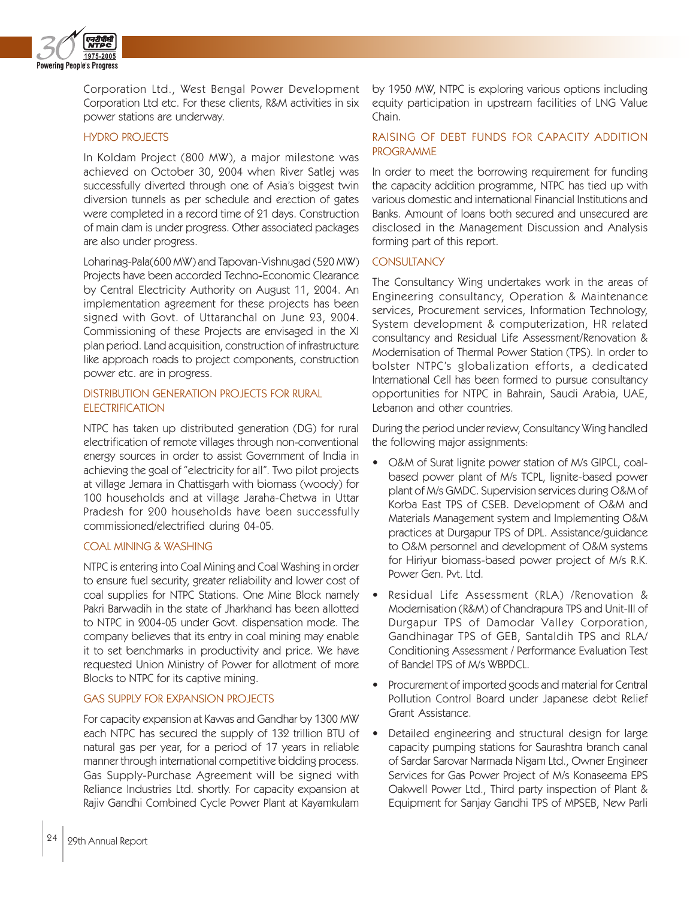Corporation Ltd., West Bengal Power Development Corporation Ltd etc. For these clients, R&M activities in six power stations are underway.

### HYDRO PROJECTS

In Koldam Project (800 MW), a major milestone was achieved on October 30, 2004 when River Satlej was successfully diverted through one of Asia's biggest twin diversion tunnels as per schedule and erection of gates were completed in a record time of 21 days. Construction of main dam is under progress. Other associated packages are also under progress.

Loharinag-Pala(600 MW) and Tapovan-Vishnugad (520 MW) Projects have been accorded Techno-Economic Clearance by Central Electricity Authority on August 11, 2004. An implementation agreement for these projects has been signed with Govt. of Uttaranchal on June 23, 2004. Commissioning of these Projects are envisaged in the XI plan period. Land acquisition, construction of infrastructure like approach roads to project components, construction power etc. are in progress.

### DISTRIBUTION GENERATION PROJECTS FOR RURAL ELECTRIFICATION

NTPC has taken up distributed generation (DG) for rural electrification of remote villages through non-conventional energy sources in order to assist Government of India in achieving the goal of "electricity for all". Two pilot projects at village Jemara in Chattisgarh with biomass (woody) for 100 households and at village Jaraha-Chetwa in Uttar Pradesh for 200 households have been successfully commissioned/electrified during 04-05.

### COAL MINING & WASHING

NTPC is entering into Coal Mining and Coal Washing in order to ensure fuel security, greater reliability and lower cost of coal supplies for NTPC Stations. One Mine Block namely Pakri Barwadih in the state of Jharkhand has been allotted to NTPC in 2004-05 under Govt. dispensation mode. The company believes that its entry in coal mining may enable it to set benchmarks in productivity and price. We have requested Union Ministry of Power for allotment of more Blocks to NTPC for its captive mining.

### GAS SUPPLY FOR EXPANSION PROJECTS

For capacity expansion at Kawas and Gandhar by 1300 MW each NTPC has secured the supply of 132 trillion BTU of natural gas per year, for a period of 17 years in reliable manner through international competitive bidding process. Gas Supply-Purchase Agreement will be signed with Reliance Industries Ltd. shortly. For capacity expansion at Rajiv Gandhi Combined Cycle Power Plant at Kayamkulam by 1950 MW, NTPC is exploring various options including equity participation in upstream facilities of LNG Value Chain.

### RAISING OF DEBT FUNDS FOR CAPACITY ADDITION PROGRAMME

In order to meet the borrowing requirement for funding the capacity addition programme, NTPC has tied up with various domestic and international Financial Institutions and Banks. Amount of loans both secured and unsecured are disclosed in the Management Discussion and Analysis forming part of this report.

### CONSULTANCY

The Consultancy Wing undertakes work in the areas of Engineering consultancy, Operation & Maintenance services, Procurement services, Information Technology, System development & computerization, HR related consultancy and Residual Life Assessment/Renovation & Modernisation of Thermal Power Station (TPS). In order to bolster NTPC's globalization efforts, a dedicated International Cell has been formed to pursue consultancy opportunities for NTPC in Bahrain, Saudi Arabia, UAE, Lebanon and other countries.

During the period under review, Consultancy Wing handled the following major assignments:

- O&M of Surat lignite power station of M/s GIPCL, coal-based power plant of M/s TCPL, lignite-based power plant of M/s GMDC. Supervision services during O&M of Korba East TPS of CSEB. Development of O&M and Materials Management system and Implementing O&M practices at Durgapur TPS of DPL. Assistance/guidance to O&M personnel and development of O&M systems for Hiriyur biomass-based power project of M/s R.K. Power Gen. Pvt. Ltd.
- Residual Life Assessment (RLA) /Renovation & Modernisation (R&M) of Chandrapura TPS and Unit-III of Durgapur TPS of Damodar Valley Corporation, Gandhinagar TPS of GEB, Santaldih TPS and RLA/ Conditioning Assessment / Performance Evaluation Test of Bandel TPS of M/s WBPDCL.
- Procurement of imported goods and material for Central Pollution Control Board under Japanese debt Relief Grant Assistance.
- Detailed engineering and structural design for large capacity pumping stations for Saurashtra branch canal of Sardar Sarovar Narmada Nigam Ltd., Owner Engineer Services for Gas Power Project of M/s Konaseema EPS Oakwell Power Ltd., Third party inspection of Plant & Equipment for Sanjay Gandhi TPS of MPSEB, New Parli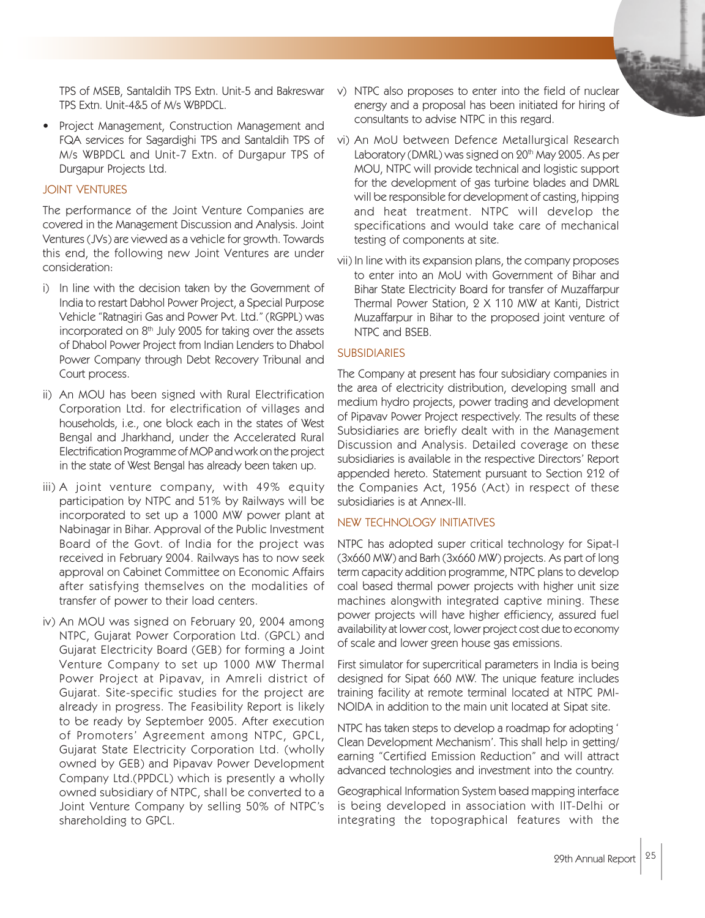TPS of MSEB, Santaldih TPS Extn. Unit-5 and Bakreswar TPS Extn. Unit-4&5 of M/s WBPDCL.

- Project Management, Construction Management and FQA services for Sagardighi TPS and Santaldih TPS of M/s WBPDCL and Unit-7 Extn. of Durgapur TPS of Durgapur Projects Ltd.

## JOINT VENTURES

The performance of the Joint Venture Companies are covered in the Management Discussion and Analysis. Joint Ventures (JVs) are viewed as a vehicle for growth. Towards this end, the following new Joint Ventures are under consideration:

i) In line with the decision taken by the Government of India to restart Dabhol Power Project, a Special Purpose Vehicle "Ratnagiri Gas and Power Pvt. Ltd." (RGPPL) was incorporated on 8th July 2005 for taking over the assets of Dhabol Power Project from Indian Lenders to Dhabol Power Company through Debt Recovery Tribunal and Court process.

ii) An MOU has been signed with Rural Electrification Corporation Ltd. for electrification of villages and households, i.e., one block each in the states of West Bengal and Jharkhand, under the Accelerated Rural Electrification Programme of MOP and work on the project in the state of West Bengal has already been taken up.

iii) A joint venture company, with 49% equity participation by NTPC and 51% by Railways will be incorporated to set up a 1000 MW power plant at Nabinagar in Bihar. Approval of the Public Investment Board of the Govt. of India for the project was received in February 2004. Railways has to now seek approval on Cabinet Committee on Economic Affairs after satisfying themselves on the modalities of transfer of power to their load centers.

iv) An MOU was signed on February 20, 2004 among NTPC, Gujarat Power Corporation Ltd. (GPCL) and Gujarat Electricity Board (GEB) for forming a Joint Venture Company to set up 1000 MW Thermal Power Project at Pipavav, in Amreli district of Gujarat. Site-specific studies for the project are already in progress. The Feasibility Report is likely to be ready by September 2005. After execution of Promoters' Agreement among NTPC, GPCL, Gujarat State Electricity Corporation Ltd. (wholly owned by GEB) and Pipavav Power Development Company Ltd.(PPDCL) which is presently a wholly owned subsidiary of NTPC, shall be converted to a Joint Venture Company by selling 50% of NTPC's shareholding to GPCL.

v) NTPC also proposes to enter into the field of nuclear energy and a proposal has been initiated for hiring of consultants to advise NTPC in this regard.

vi) An MoU between Defence Metallurgical Research Laboratory (DMRL) was signed on 20th May 2005. As per MOU, NTPC will provide technical and logistic support for the development of gas turbine blades and DMRL will be responsible for development of casting, hipping and heat treatment. NTPC will develop the specifications and would take care of mechanical testing of components at site.

vii) In line with its expansion plans, the company proposes to enter into an MoU with Government of Bihar and Bihar State Electricity Board for transfer of Muzaffarpur Thermal Power Station, 2 X 110 MW at Kanti, District Muzaffarpur in Bihar to the proposed joint venture of NTPC and BSEB.

## SUBSIDIARIES

The Company at present has four subsidiary companies in the area of electricity distribution, developing small and medium hydro projects, power trading and development of Pipavav Power Project respectively. The results of these Subsidiaries are briefly dealt with in the Management Discussion and Analysis. Detailed coverage on these subsidiaries is available in the respective Directors' Report appended hereto. Statement pursuant to Section 212 of the Companies Act, 1956 (Act) in respect of these subsidiaries is at Annex-III.

## NEW TECHNOLOGY INITIATIVES

NTPC has adopted super critical technology for Sipat-I (3x660 MW) and Barh (3x660 MW) projects. As part of long term capacity addition programme, NTPC plans to develop coal based thermal power projects with higher unit size machines alongwith integrated captive mining. These power projects will have higher efficiency, assured fuel availability at lower cost, lower project cost due to economy of scale and lower green house gas emissions.

First simulator for supercritical parameters in India is being designed for Sipat 660 MW. The unique feature includes training facility at remote terminal located at NTPC PMI-NOIDA in addition to the main unit located at Sipat site.

NTPC has taken steps to develop a roadmap for adopting ' Clean Development Mechanism'. This shall help in getting/ earning "Certified Emission Reduction" and will attract advanced technologies and investment into the country.

Geographical Information System based mapping interface is being developed in association with IIT-Delhi or integrating the topographical features with the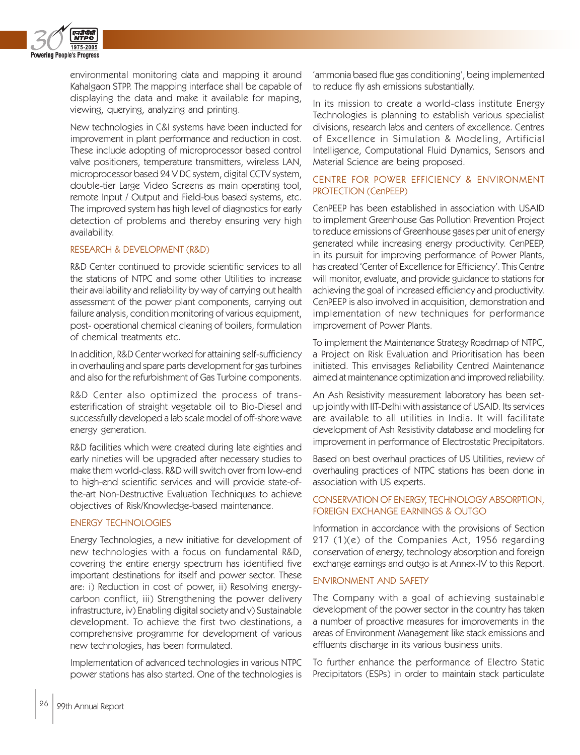environmental monitoring data and mapping it around Kahalgaon STPP. The mapping interface shall be capable of displaying the data and make it available for maping, viewing, querying, analyzing and printing.

New technologies in C&I systems have been inducted for improvement in plant performance and reduction in cost. These include adopting of microprocessor based control valve positioners, temperature transmitters, wireless LAN, microprocessor based 24 V DC system, digital CCTV system, double-tier Large Video Screens as main operating tool, remote Input / Output and Field-bus based systems, etc. The improved system has high level of diagnostics for early detection of problems and thereby ensuring very high availability.

## RESEARCH & DEVELOPMENT (R&D)

R&D Center continued to provide scientific services to all the stations of NTPC and some other Utilities to increase their availability and reliability by way of carrying out health assessment of the power plant components, carrying out failure analysis, condition monitoring of various equipment, post- operational chemical cleaning of boilers, formulation of chemical treatments etc.

In addition, R&D Center worked for attaining self-sufficiency in overhauling and spare parts development for gas turbines and also for the refurbishment of Gas Turbine components.

R&D Center also optimized the process of trans-esterification of straight vegetable oil to Bio-Diesel and successfully developed a lab scale model of off-shore wave energy generation.

R&D facilities which were created during late eighties and early nineties will be upgraded after necessary studies to make them world-class. R&D will switch over from low-end to high-end scientific services and will provide state-of-the-art Non-Destructive Evaluation Techniques to achieve objectives of Risk/Knowledge-based maintenance.

## ENERGY TECHNOLOGIES

Energy Technologies, a new initiative for development of new technologies with a focus on fundamental R&D, covering the entire energy spectrum has identified five important destinations for itself and power sector. These are: i) Reduction in cost of power, ii) Resolving energy-carbon conflict, iii) Strengthening the power delivery infrastructure, iv) Enabling digital society and v) Sustainable development. To achieve the first two destinations, a comprehensive programme for development of various new technologies, has been formulated.

Implementation of advanced technologies in various NTPC power stations has also started. One of the technologies is 'ammonia based flue gas conditioning', being implemented to reduce fly ash emissions substantially.

In its mission to create a world-class institute Energy Technologies is planning to establish various specialist divisions, research labs and centers of excellence. Centres of Excellence in Simulation & Modeling, Artificial Intelligence, Computational Fluid Dynamics, Sensors and Material Science are being proposed.

## CENTRE FOR POWER EFFICIENCY & ENVIRONMENT PROTECTION (CenPEEP)

CenPEEP has been established in association with USAID to implement Greenhouse Gas Pollution Prevention Project to reduce emissions of Greenhouse gases per unit of energy generated while increasing energy productivity. CenPEEP, in its pursuit for improving performance of Power Plants, has created 'Center of Excellence for Efficiency'. This Centre will monitor, evaluate, and provide guidance to stations for achieving the goal of increased efficiency and productivity. CenPEEP is also involved in acquisition, demonstration and implementation of new techniques for performance improvement of Power Plants.

To implement the Maintenance Strategy Roadmap of NTPC, a Project on Risk Evaluation and Prioritisation has been initiated. This envisages Reliability Centred Maintenance aimed at maintenance optimization and improved reliability.

An Ash Resistivity measurement laboratory has been set-up jointly with IIT-Delhi with assistance of USAID. Its services are available to all utilities in India. It will facilitate development of Ash Resistivity database and modeling for improvement in performance of Electrostatic Precipitators.

Based on best overhaul practices of US Utilities, review of overhauling practices of NTPC stations has been done in association with US experts.

## CONSERVATION OF ENERGY, TECHNOLOGY ABSORPTION, FOREIGN EXCHANGE EARNINGS & OUTGO

Information in accordance with the provisions of Section 217 (1)(e) of the Companies Act, 1956 regarding conservation of energy, technology absorption and foreign exchange earnings and outgo is at Annex-IV to this Report.

## ENVIRONMENT AND SAFETY

The Company with a goal of achieving sustainable development of the power sector in the country has taken a number of proactive measures for improvements in the areas of Environment Management like stack emissions and effluents discharge in its various business units.

To further enhance the performance of Electro Static Precipitators (ESPs) in order to maintain stack particulate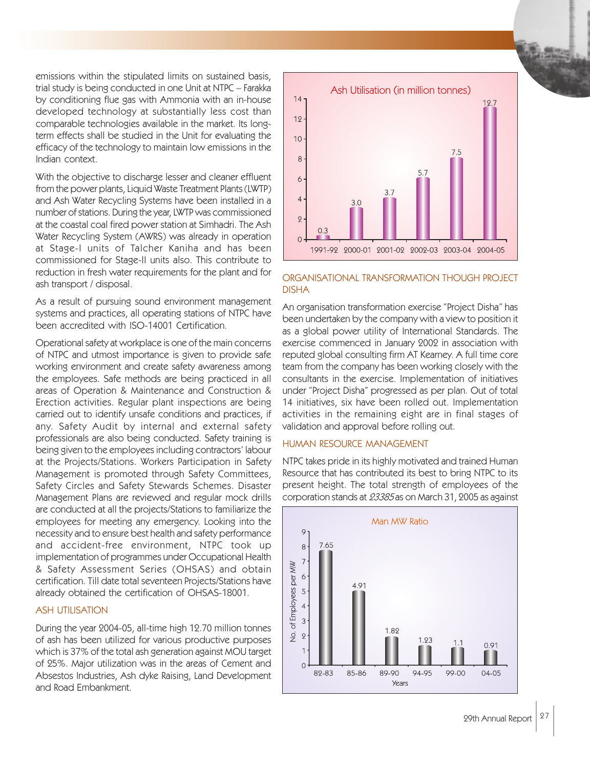emissions within the stipulated limits on sustained basis, trial study is being conducted in one Unit at NTPC – Farakka by conditioning flue gas with Ammonia with an in-house developed technology at substantially less cost than comparable technologies available in the market. Its long-term effects shall be studied in the Unit for evaluating the efficacy of the technology to maintain low emissions in the Indian context.

With the objective to discharge lesser and cleaner effluent from the power plants, Liquid Waste Treatment Plants (LWTP) and Ash Water Recycling Systems have been installed in a number of stations. During the year, LWTP was commissioned at the coastal coal fired power station at Simhadri. The Ash Water Recycling System (AWRS) was already in operation at Stage-I units of Talcher Kaniha and has been commissioned for Stage-II units also. This contribute to reduction in fresh water requirements for the plant and for ash transport / disposal.

As a result of pursuing sound environment management systems and practices, all operating stations of NTPC have been accredited with ISO-14001 Certification.

Operational safety at workplace is one of the main concerns of NTPC and utmost importance is given to provide safe working environment and create safety awareness among the employees. Safe methods are being practiced in all areas of Operation & Maintenance and Construction & Erection activities. Regular plant inspections are being carried out to identify unsafe conditions and practices, if any. Safety Audit by internal and external safety professionals are also being conducted. Safety training is being given to the employees including contractors' labour at the Projects/Stations. Workers Participation in Safety Management is promoted through Safety Committees, Safety Circles and Safety Stewards Schemes. Disaster Management Plans are reviewed and regular mock drills are conducted at all the projects/Stations to familiarize the employees for meeting any emergency. Looking into the necessity and to ensure best health and safety performance and accident-free environment, NTPC took up implementation of programmes under Occupational Health & Safety Assessment Series (OHSAS) and obtain certification. Till date total seventeen Projects/Stations have already obtained the certification of OHSAS-18001.

## ASH UTILISATION

During the year 2004-05, all-time high 12.70 million tonnes of ash has been utilized for various productive purposes which is 37% of the total ash generation against MOU target of 25%. Major utilization was in the areas of Cement and Absestos Industries, Ash dyke Raising, Land Development and Road Embankment.

**Ash Utilisation (in million tonnes)**

| Year | Ash Utilisation (million tonnes) |
|---|---|
| 1991-92 | 0.3 |
| 2000-01 | 3.0 |
| 2001-02 | 3.7 |
| 2002-03 | 5.7 |
| 2003-04 | 7.5 |
| 2004-05 | 12.7 |

## ORGANISATIONAL TRANSFORMATION THOUGH PROJECT DISHA

An organisation transformation exercise "Project Disha" has been undertaken by the company with a view to position it as a global power utility of International Standards. The exercise commenced in January 2002 in association with reputed global consulting firm AT Kearney. A full time core team from the company has been working closely with the consultants in the exercise. Implementation of initiatives under "Project Disha" progressed as per plan. Out of total 14 initiatives, six have been rolled out. Implementation activities in the remaining eight are in final stages of validation and approval before rolling out.

## HUMAN RESOURCE MANAGEMENT

NTPC takes pride in its highly motivated and trained Human Resource that has contributed its best to bring NTPC to its present height. The total strength of employees of the corporation stands at *23385* as on March 31, 2005 as against

**Man MW Ratio**

| Years | No. of Employees per MW |
|---|---|
| 82-83 | 7.65 |
| 85-86 | 4.91 |
| 89-90 | 1.82 |
| 94-95 | 1.23 |
| 99-00 | 1.1 |
| 04-05 | 0.91 |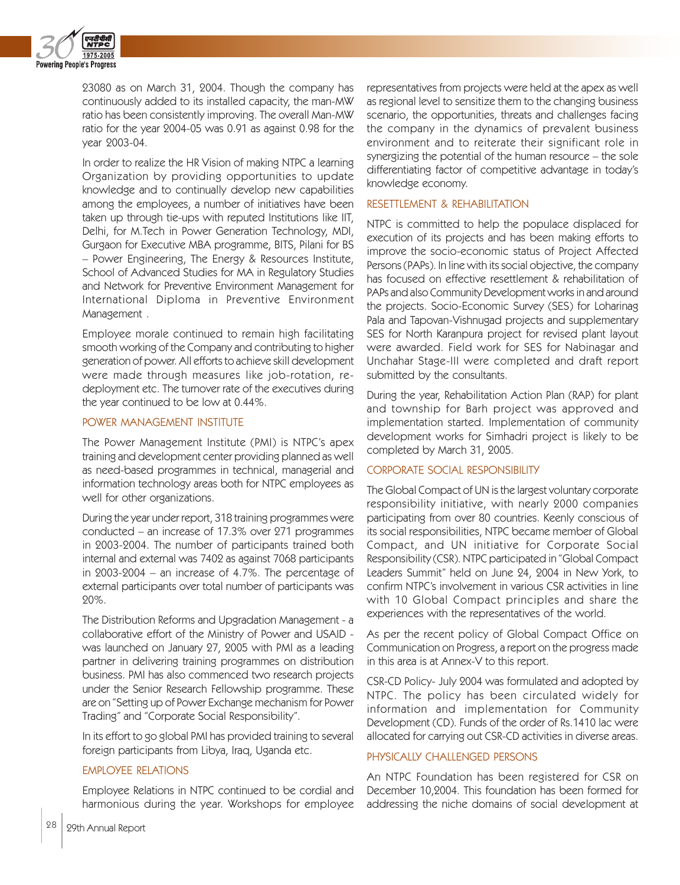23080 as on March 31, 2004. Though the company has continuously added to its installed capacity, the man-MW ratio has been consistently improving. The overall Man-MW ratio for the year 2004-05 was 0.91 as against 0.98 for the year 2003-04.

In order to realize the HR Vision of making NTPC a learning Organization by providing opportunities to update knowledge and to continually develop new capabilities among the employees, a number of initiatives have been taken up through tie-ups with reputed Institutions like IIT, Delhi, for M.Tech in Power Generation Technology, MDI, Gurgaon for Executive MBA programme, BITS, Pilani for BS – Power Engineering, The Energy & Resources Institute, School of Advanced Studies for MA in Regulatory Studies and Network for Preventive Environment Management for International Diploma in Preventive Environment Management .

Employee morale continued to remain high facilitating smooth working of the Company and contributing to higher generation of power. All efforts to achieve skill development were made through measures like job-rotation, re-deployment etc. The turnover rate of the executives during the year continued to be low at 0.44%.

## POWER MANAGEMENT INSTITUTE

The Power Management Institute (PMI) is NTPC's apex training and development center providing planned as well as need-based programmes in technical, managerial and information technology areas both for NTPC employees as well for other organizations.

During the year under report, 318 training programmes were conducted – an increase of 17.3% over 271 programmes in 2003-2004. The number of participants trained both internal and external was 7402 as against 7068 participants in 2003-2004 – an increase of 4.7%. The percentage of external participants over total number of participants was 20%.

The Distribution Reforms and Upgradation Management - a collaborative effort of the Ministry of Power and USAID - was launched on January 27, 2005 with PMI as a leading partner in delivering training programmes on distribution business. PMI has also commenced two research projects under the Senior Research Fellowship programme. These are on "Setting up of Power Exchange mechanism for Power Trading" and "Corporate Social Responsibility".

In its effort to go global PMI has provided training to several foreign participants from Libya, Iraq, Uganda etc.

## EMPLOYEE RELATIONS

Employee Relations in NTPC continued to be cordial and harmonious during the year. Workshops for employee representatives from projects were held at the apex as well as regional level to sensitize them to the changing business scenario, the opportunities, threats and challenges facing the company in the dynamics of prevalent business environment and to reiterate their significant role in synergizing the potential of the human resource – the sole differentiating factor of competitive advantage in today's knowledge economy.

## RESETTLEMENT & REHABILITATION

NTPC is committed to help the populace displaced for execution of its projects and has been making efforts to improve the socio-economic status of Project Affected Persons (PAPs). In line with its social objective, the company has focused on effective resettlement & rehabilitation of PAPs and also Community Development works in and around the projects. Socio-Economic Survey (SES) for Loharinag Pala and Tapovan-Vishnugad projects and supplementary SES for North Karanpura project for revised plant layout were awarded. Field work for SES for Nabinagar and Unchahar Stage-III were completed and draft report submitted by the consultants.

During the year, Rehabilitation Action Plan (RAP) for plant and township for Barh project was approved and implementation started. Implementation of community development works for Simhadri project is likely to be completed by March 31, 2005.

## CORPORATE SOCIAL RESPONSIBILITY

The Global Compact of UN is the largest voluntary corporate responsibility initiative, with nearly 2000 companies participating from over 80 countries. Keenly conscious of its social responsibilities, NTPC became member of Global Compact, and UN initiative for Corporate Social Responsibility (CSR). NTPC participated in "Global Compact Leaders Summit" held on June 24, 2004 in New York, to confirm NTPC's involvement in various CSR activities in line with 10 Global Compact principles and share the experiences with the representatives of the world.

As per the recent policy of Global Compact Office on Communication on Progress, a report on the progress made in this area is at Annex-V to this report.

CSR-CD Policy- July 2004 was formulated and adopted by NTPC. The policy has been circulated widely for information and implementation for Community Development (CD). Funds of the order of Rs.1410 lac were allocated for carrying out CSR-CD activities in diverse areas.

## PHYSICALLY CHALLENGED PERSONS

An NTPC Foundation has been registered for CSR on December 10,2004. This foundation has been formed for addressing the niche domains of social development at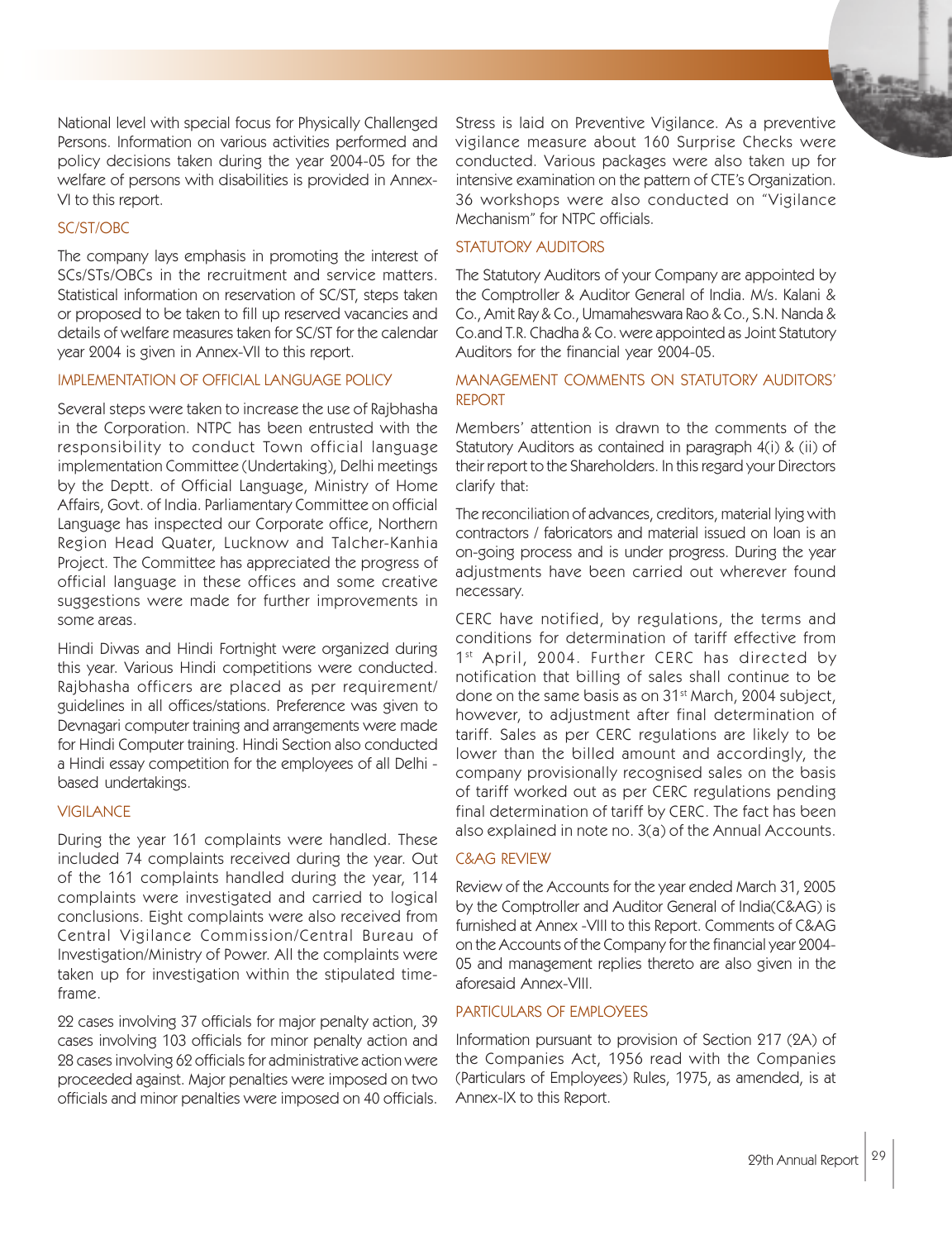National level with special focus for Physically Challenged Persons. Information on various activities performed and policy decisions taken during the year 2004-05 for the welfare of persons with disabilities is provided in Annex-VI to this report.

## SC/ST/OBC

The company lays emphasis in promoting the interest of SCs/STs/OBCs in the recruitment and service matters. Statistical information on reservation of SC/ST, steps taken or proposed to be taken to fill up reserved vacancies and details of welfare measures taken for SC/ST for the calendar year 2004 is given in Annex-VII to this report.

## IMPLEMENTATION OF OFFICIAL LANGUAGE POLICY

Several steps were taken to increase the use of Rajbhasha in the Corporation. NTPC has been entrusted with the responsibility to conduct Town official language implementation Committee (Undertaking), Delhi meetings by the Deptt. of Official Language, Ministry of Home Affairs, Govt. of India. Parliamentary Committee on official Language has inspected our Corporate office, Northern Region Head Quater, Lucknow and Talcher-Kanhia Project. The Committee has appreciated the progress of official language in these offices and some creative suggestions were made for further improvements in some areas.

Hindi Diwas and Hindi Fortnight were organized during this year. Various Hindi competitions were conducted. Rajbhasha officers are placed as per requirement/ guidelines in all offices/stations. Preference was given to Devnagari computer training and arrangements were made for Hindi Computer training. Hindi Section also conducted a Hindi essay competition for the employees of all Delhi - based undertakings.

## VIGILANCE

During the year 161 complaints were handled. These included 74 complaints received during the year. Out of the 161 complaints handled during the year, 114 complaints were investigated and carried to logical conclusions. Eight complaints were also received from Central Vigilance Commission/Central Bureau of Investigation/Ministry of Power. All the complaints were taken up for investigation within the stipulated time-frame.

22 cases involving 37 officials for major penalty action, 39 cases involving 103 officials for minor penalty action and 28 cases involving 62 officials for administrative action were proceeded against. Major penalties were imposed on two officials and minor penalties were imposed on 40 officials.

Stress is laid on Preventive Vigilance. As a preventive vigilance measure about 160 Surprise Checks were conducted. Various packages were also taken up for intensive examination on the pattern of CTE's Organization. 36 workshops were also conducted on "Vigilance Mechanism" for NTPC officials.

## STATUTORY AUDITORS

The Statutory Auditors of your Company are appointed by the Comptroller & Auditor General of India. M/s. Kalani & Co., Amit Ray & Co., Umamaheswara Rao & Co., S.N. Nanda & Co.and T.R. Chadha & Co. were appointed as Joint Statutory Auditors for the financial year 2004-05.

## MANAGEMENT COMMENTS ON STATUTORY AUDITORS' REPORT

Members' attention is drawn to the comments of the Statutory Auditors as contained in paragraph 4(i) & (ii) of their report to the Shareholders. In this regard your Directors clarify that:

The reconciliation of advances, creditors, material lying with contractors / fabricators and material issued on loan is an on-going process and is under progress. During the year adjustments have been carried out wherever found necessary.

CERC have notified, by regulations, the terms and conditions for determination of tariff effective from 1st April, 2004. Further CERC has directed by notification that billing of sales shall continue to be done on the same basis as on 31st March, 2004 subject, however, to adjustment after final determination of tariff. Sales as per CERC regulations are likely to be lower than the billed amount and accordingly, the company provisionally recognised sales on the basis of tariff worked out as per CERC regulations pending final determination of tariff by CERC. The fact has been also explained in note no. 3(a) of the Annual Accounts.

## C&AG REVIEW

Review of the Accounts for the year ended March 31, 2005 by the Comptroller and Auditor General of India(C&AG) is furnished at Annex -VIII to this Report. Comments of C&AG on the Accounts of the Company for the financial year 2004-05 and management replies thereto are also given in the aforesaid Annex-VIII.

## PARTICULARS OF EMPLOYEES

Information pursuant to provision of Section 217 (2A) of the Companies Act, 1956 read with the Companies (Particulars of Employees) Rules, 1975, as amended, is at Annex-IX to this Report.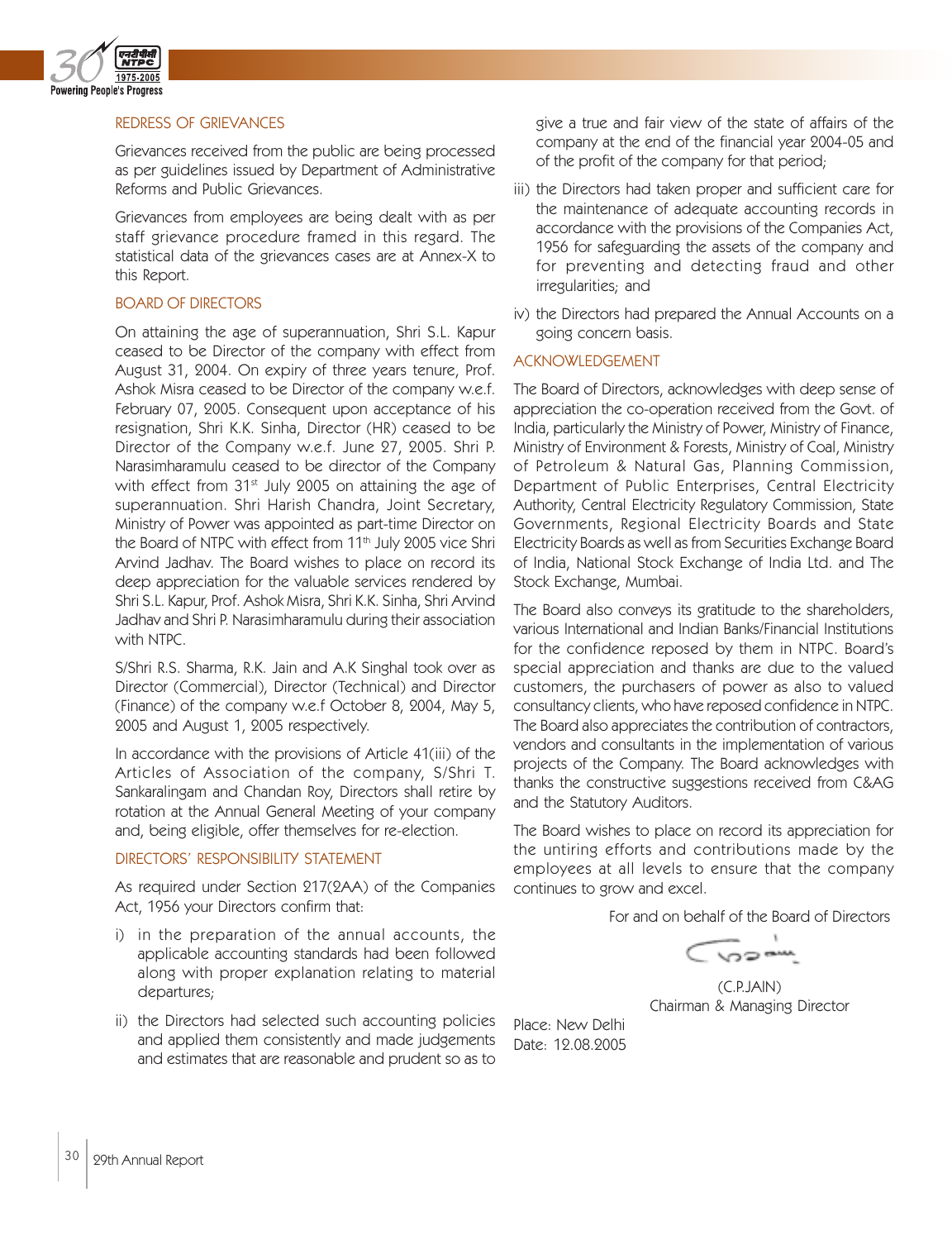## REDRESS OF GRIEVANCES

Grievances received from the public are being processed as per guidelines issued by Department of Administrative Reforms and Public Grievances.

Grievances from employees are being dealt with as per staff grievance procedure framed in this regard. The statistical data of the grievances cases are at Annex-X to this Report.

## BOARD OF DIRECTORS

On attaining the age of superannuation, Shri S.L. Kapur ceased to be Director of the company with effect from August 31, 2004. On expiry of three years tenure, Prof. Ashok Misra ceased to be Director of the company w.e.f. February 07, 2005. Consequent upon acceptance of his resignation, Shri K.K. Sinha, Director (HR) ceased to be Director of the Company w.e.f. June 27, 2005. Shri P. Narasimharamulu ceased to be director of the Company with effect from 31st July 2005 on attaining the age of superannuation. Shri Harish Chandra, Joint Secretary, Ministry of Power was appointed as part-time Director on the Board of NTPC with effect from 11th July 2005 vice Shri Arvind Jadhav. The Board wishes to place on record its deep appreciation for the valuable services rendered by Shri S.L. Kapur, Prof. Ashok Misra, Shri K.K. Sinha, Shri Arvind Jadhav and Shri P. Narasimharamulu during their association with NTPC.

S/Shri R.S. Sharma, R.K. Jain and A.K Singhal took over as Director (Commercial), Director (Technical) and Director (Finance) of the company w.e.f October 8, 2004, May 5, 2005 and August 1, 2005 respectively.

In accordance with the provisions of Article 41(iii) of the Articles of Association of the company, S/Shri T. Sankaralingam and Chandan Roy, Directors shall retire by rotation at the Annual General Meeting of your company and, being eligible, offer themselves for re-election.

## DIRECTORS' RESPONSIBILITY STATEMENT

As required under Section 217(2AA) of the Companies Act, 1956 your Directors confirm that:

i) in the preparation of the annual accounts, the applicable accounting standards had been followed along with proper explanation relating to material departures;

ii) the Directors had selected such accounting policies and applied them consistently and made judgements and estimates that are reasonable and prudent so as to give a true and fair view of the state of affairs of the company at the end of the financial year 2004-05 and of the profit of the company for that period;

iii) the Directors had taken proper and sufficient care for the maintenance of adequate accounting records in accordance with the provisions of the Companies Act, 1956 for safeguarding the assets of the company and for preventing and detecting fraud and other irregularities; and

iv) the Directors had prepared the Annual Accounts on a going concern basis.

## ACKNOWLEDGEMENT

The Board of Directors, acknowledges with deep sense of appreciation the co-operation received from the Govt. of India, particularly the Ministry of Power, Ministry of Finance, Ministry of Environment & Forests, Ministry of Coal, Ministry of Petroleum & Natural Gas, Planning Commission, Department of Public Enterprises, Central Electricity Authority, Central Electricity Regulatory Commission, State Governments, Regional Electricity Boards and State Electricity Boards as well as from Securities Exchange Board of India, National Stock Exchange of India Ltd. and The Stock Exchange, Mumbai.

The Board also conveys its gratitude to the shareholders, various International and Indian Banks/Financial Institutions for the confidence reposed by them in NTPC. Board's special appreciation and thanks are due to the valued customers, the purchasers of power as also to valued consultancy clients, who have reposed confidence in NTPC. The Board also appreciates the contribution of contractors, vendors and consultants in the implementation of various projects of the Company. The Board acknowledges with thanks the constructive suggestions received from C&AG and the Statutory Auditors.

The Board wishes to place on record its appreciation for the untiring efforts and contributions made by the employees at all levels to ensure that the company continues to grow and excel.

For and on behalf of the Board of Directors

(C.P.JAIN)
Chairman & Managing Director

Place: New Delhi
Date: 12.08.2005